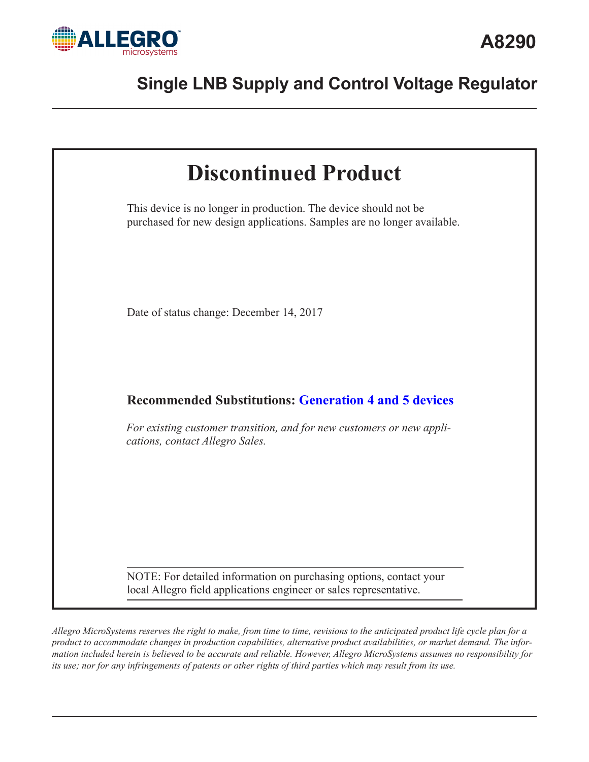# A8290

## Single LNB Supply and Control Voltage Regulator

# Discontinued Product

This device is no longer in production. The device should not be purchased for new design applications. Samples are no longer available.

Date of status change: December 14, 2017

**Recommended Substitutions: Generation 4 and 5 devices**

*For existing customer transition, and for new customers or new applications, contact Allegro Sales.*

NOTE: For detailed information on purchasing options, contact your local Allegro field applications engineer or sales representative.

*Allegro MicroSystems reserves the right to make, from time to time, revisions to the anticipated product life cycle plan for a product to accommodate changes in production capabilities, alternative product availabilities, or market demand. The information included herein is believed to be accurate and reliable. However, Allegro MicroSystems assumes no responsibility for its use; nor for any infringements of patents or other rights of third parties which may result from its use.*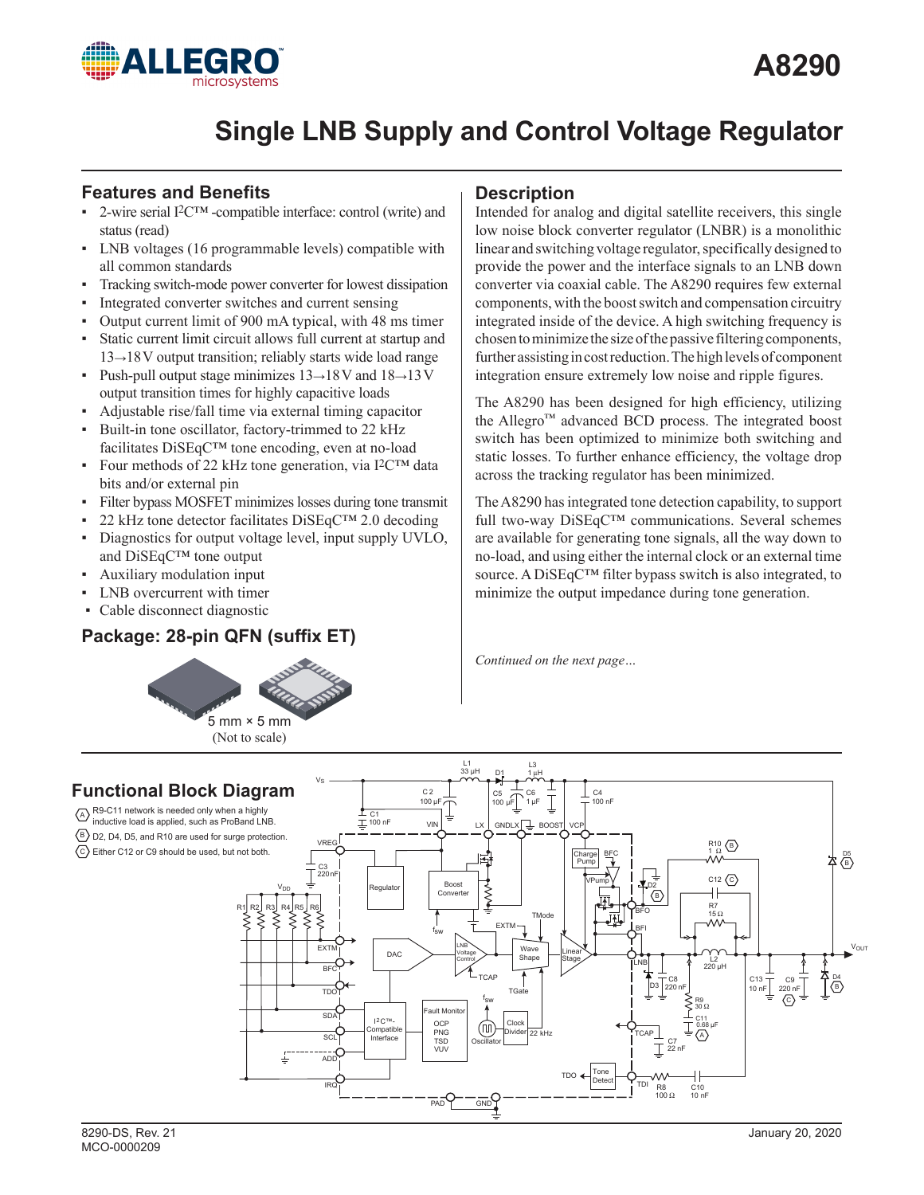# Single LNB Supply and Control Voltage Regulator

## Features and Benefits

- 2-wire serial I²C™-compatible interface: control (write) and status (read)
- LNB voltages (16 programmable levels) compatible with all common standards
- Tracking switch-mode power converter for lowest dissipation
- Integrated converter switches and current sensing
- Output current limit of 900 mA typical, with 48 ms timer
- Static current limit circuit allows full current at startup and 13→18 V output transition; reliably starts wide load range
- Push-pull output stage minimizes 13→18 V and 18→13 V output transition times for highly capacitive loads
- Adjustable rise/fall time via external timing capacitor
- Built-in tone oscillator, factory-trimmed to 22 kHz facilitates DiSEqC™ tone encoding, even at no-load
- Four methods of 22 kHz tone generation, via I²C™ data bits and/or external pin
- Filter bypass MOSFET minimizes losses during tone transmit
- 22 kHz tone detector facilitates DiSEqC™ 2.0 decoding
- Diagnostics for output voltage level, input supply UVLO, and DiSEqC™ tone output
- Auxiliary modulation input
- LNB overcurrent with timer
- Cable disconnect diagnostic

## Package: 28-pin QFN (suffix ET)

5 mm × 5 mm
(Not to scale)

## Description

Intended for analog and digital satellite receivers, this single low noise block converter regulator (LNBR) is a monolithic linear and switching voltage regulator, specifically designed to provide the power and the interface signals to an LNB down converter via coaxial cable. The A8290 requires few external components, with the boost switch and compensation circuitry integrated inside of the device. A high switching frequency is chosen to minimize the size of the passive filtering components, further assisting in cost reduction. The high levels of component integration ensure extremely low noise and ripple figures.

The A8290 has been designed for high efficiency, utilizing the Allegro™ advanced BCD process. The integrated boost switch has been optimized to minimize both switching and static losses. To further enhance efficiency, the voltage drop across the tracking regulator has been minimized.

The A8290 has integrated tone detection capability, to support full two-way DiSEqC™ communications. Several schemes are available for generating tone signals, all the way down to no-load, and using either the internal clock or an external time source. A DiSEqC™ filter bypass switch is also integrated, to minimize the output impedance during tone generation.

*Continued on the next page…*

## Functional Block Diagram

(A) R9-C11 network is needed only when a highly inductive load is applied, such as ProBand LNB.
(B) D2, D4, D5, and R10 are used for surge protection.
(C) Either C12 or C9 should be used, but not both.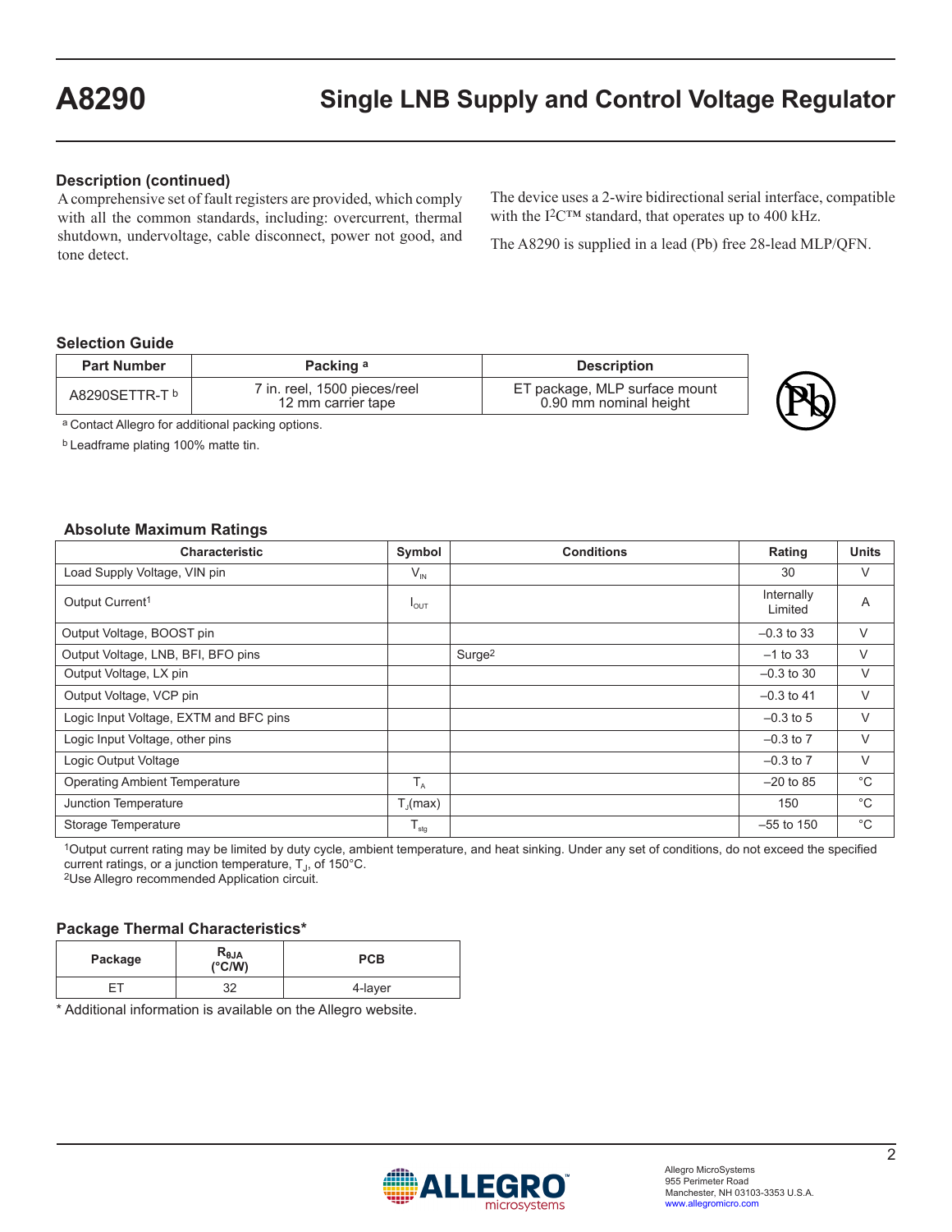## Description (continued)

A comprehensive set of fault registers are provided, which comply with all the common standards, including: overcurrent, thermal shutdown, undervoltage, cable disconnect, power not good, and tone detect.

The device uses a 2-wire bidirectional serial interface, compatible with the I²C™ standard, that operates up to 400 kHz.

The A8290 is supplied in a lead (Pb) free 28-lead MLP/QFN.

## Selection Guide

| Part Number | Packing [a] | Description |
|---|---|---|
| A8290SETTR-T [b] | 7 in. reel, 1500 pieces/reel 12 mm carrier tape | ET package, MLP surface mount 0.90 mm nominal height |

[a] Contact Allegro for additional packing options.

[b] Leadframe plating 100% matte tin.

## Absolute Maximum Ratings

| Characteristic | Symbol | Conditions | Rating | Units |
|---|---|---|---|---|
| Load Supply Voltage, VIN pin | $V_{IN}$ | | 30 | V |
| Output Current[1] | $I_{OUT}$ | | Internally Limited | A |
| Output Voltage, BOOST pin | | | –0.3 to 33 | V |
| Output Voltage, LNB, BFI, BFO pins | | Surge[2] | –1 to 33 | V |
| Output Voltage, LX pin | | | –0.3 to 30 | V |
| Output Voltage, VCP pin | | | –0.3 to 41 | V |
| Logic Input Voltage, EXTM and BFC pins | | | –0.3 to 5 | V |
| Logic Input Voltage, other pins | | | –0.3 to 7 | V |
| Logic Output Voltage | | | –0.3 to 7 | V |
| Operating Ambient Temperature | $T_A$ | | –20 to 85 | °C |
| Junction Temperature | $T_J$(max) | | 150 | °C |
| Storage Temperature | $T_{stg}$ | | –55 to 150 | °C |

[1]Output current rating may be limited by duty cycle, ambient temperature, and heat sinking. Under any set of conditions, do not exceed the specified current ratings, or a junction temperature, $T_J$, of 150°C.
[2]Use Allegro recommended Application circuit.

## Package Thermal Characteristics*

| Package | $R_{\theta JA}$ (°C/W) | PCB |
|---|---|---|
| ET | 32 | 4-layer |

\* Additional information is available on the Allegro website.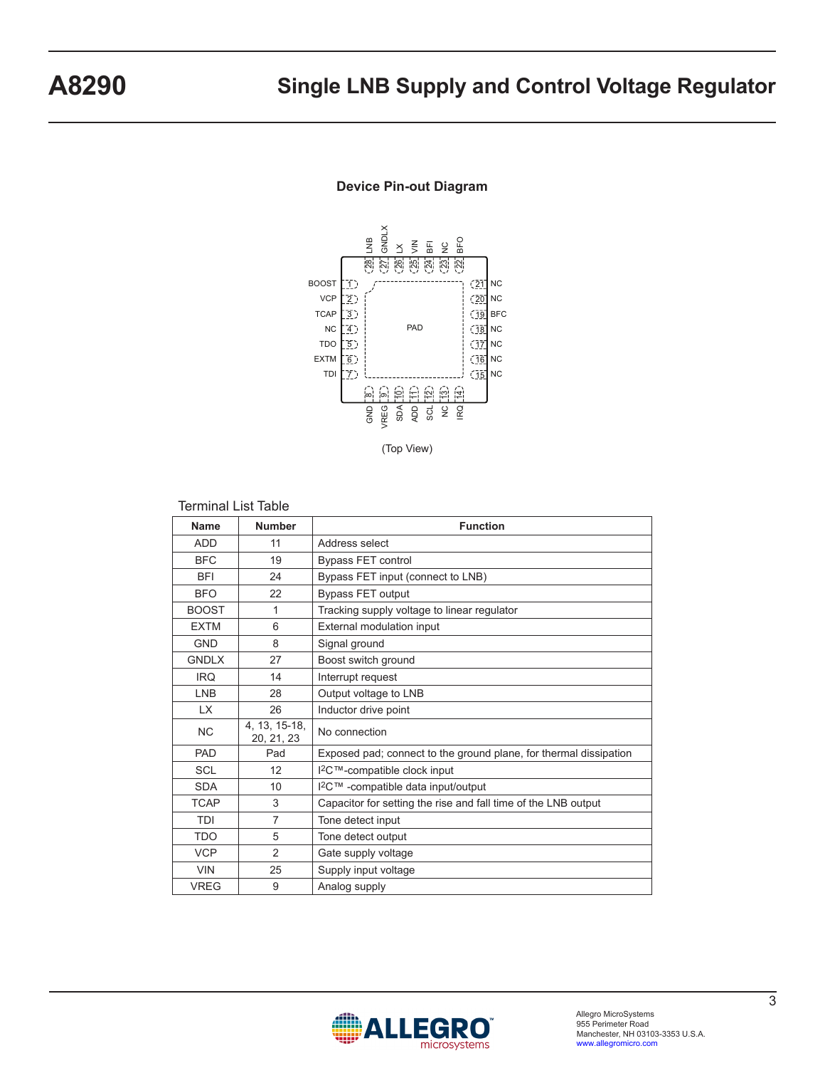## Device Pin-out Diagram

(Top View)

Terminal List Table

| Name | Number | Function |
|---|---|---|
| ADD | 11 | Address select |
| BFC | 19 | Bypass FET control |
| BFI | 24 | Bypass FET input (connect to LNB) |
| BFO | 22 | Bypass FET output |
| BOOST | 1 | Tracking supply voltage to linear regulator |
| EXTM | 6 | External modulation input |
| GND | 8 | Signal ground |
| GNDLX | 27 | Boost switch ground |
| IRQ | 14 | Interrupt request |
| LNB | 28 | Output voltage to LNB |
| LX | 26 | Inductor drive point |
| NC | 4, 13, 15-18, 20, 21, 23 | No connection |
| PAD | Pad | Exposed pad; connect to the ground plane, for thermal dissipation |
| SCL | 12 | I²C™-compatible clock input |
| SDA | 10 | I²C™ -compatible data input/output |
| TCAP | 3 | Capacitor for setting the rise and fall time of the LNB output |
| TDI | 7 | Tone detect input |
| TDO | 5 | Tone detect output |
| VCP | 2 | Gate supply voltage |
| VIN | 25 | Supply input voltage |
| VREG | 9 | Analog supply |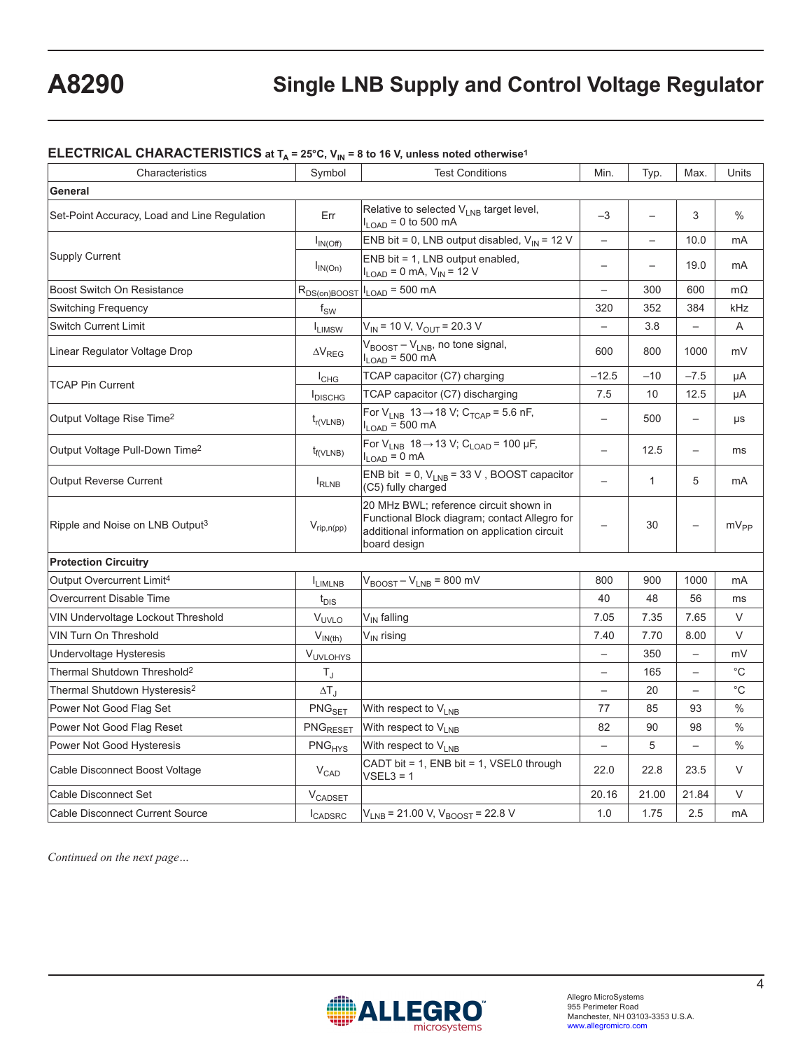## ELECTRICAL CHARACTERISTICS at $T_A$ = 25°C, $V_{IN}$ = 8 to 16 V, unless noted otherwise[1]

| Characteristics | Symbol | Test Conditions | Min. | Typ. | Max. | Units |
|---|---|---|---|---|---|---|
| **General** | | | | | | |
| Set-Point Accuracy, Load and Line Regulation | Err | Relative to selected $V_{LNB}$ target level, $I_{LOAD}$ = 0 to 500 mA | –3 | – | 3 | % |
| Supply Current | $I_{IN(Off)}$ | ENB bit = 0, LNB output disabled, $V_{IN}$ = 12 V | – | – | 10.0 | mA |
| | $I_{IN(On)}$ | ENB bit = 1, LNB output enabled, $I_{LOAD}$ = 0 mA, $V_{IN}$ = 12 V | – | – | 19.0 | mA |
| Boost Switch On Resistance | $R_{DS(on)BOOST}$ | $I_{LOAD}$ = 500 mA | – | 300 | 600 | mΩ |
| Switching Frequency | $f_{SW}$ | | 320 | 352 | 384 | kHz |
| Switch Current Limit | $I_{LIMSW}$ | $V_{IN}$ = 10 V, $V_{OUT}$ = 20.3 V | – | 3.8 | – | A |
| Linear Regulator Voltage Drop | $\Delta V_{REG}$ | $V_{BOOST} – V_{LNB}$, no tone signal, $I_{LOAD}$ = 500 mA | 600 | 800 | 1000 | mV |
| TCAP Pin Current | $I_{CHG}$ | TCAP capacitor (C7) charging | –12.5 | –10 | –7.5 | μA |
| | $I_{DISCHG}$ | TCAP capacitor (C7) discharging | 7.5 | 10 | 12.5 | μA |
| Output Voltage Rise Time[2] | $t_{r(VLNB)}$ | For $V_{LNB}$ 13→18 V; $C_{TCAP}$ = 5.6 nF, $I_{LOAD}$ = 500 mA | – | 500 | – | μs |
| Output Voltage Pull-Down Time[2] | $t_{f(VLNB)}$ | For $V_{LNB}$ 18→13 V; $C_{LOAD}$ = 100 μF, $I_{LOAD}$ = 0 mA | – | 12.5 | – | ms |
| Output Reverse Current | $I_{RLNB}$ | ENB bit = 0, $V_{LNB}$ = 33 V , BOOST capacitor (C5) fully charged | – | 1 | 5 | mA |
| Ripple and Noise on LNB Output[3] | $V_{rip,n(pp)}$ | 20 MHz BWL; reference circuit shown in Functional Block diagram; contact Allegro for additional information on application circuit board design | – | 30 | – | $mV_{PP}$ |
| **Protection Circuitry** | | | | | | |
| Output Overcurrent Limit[4] | $I_{LIMLNB}$ | $V_{BOOST} – V_{LNB}$ = 800 mV | 800 | 900 | 1000 | mA |
| Overcurrent Disable Time | $t_{DIS}$ | | 40 | 48 | 56 | ms |
| VIN Undervoltage Lockout Threshold | $V_{UVLO}$ | $V_{IN}$ falling | 7.05 | 7.35 | 7.65 | V |
| VIN Turn On Threshold | $V_{IN(th)}$ | $V_{IN}$ rising | 7.40 | 7.70 | 8.00 | V |
| Undervoltage Hysteresis | $V_{UVLOHYS}$ | | – | 350 | – | mV |
| Thermal Shutdown Threshold[2] | $T_J$ | | – | 165 | – | °C |
| Thermal Shutdown Hysteresis[2] | $\Delta T_J$ | | – | 20 | – | °C |
| Power Not Good Flag Set | $PNG_{SET}$ | With respect to $V_{LNB}$ | 77 | 85 | 93 | % |
| Power Not Good Flag Reset | $PNG_{RESET}$ | With respect to $V_{LNB}$ | 82 | 90 | 98 | % |
| Power Not Good Hysteresis | $PNG_{HYS}$ | With respect to $V_{LNB}$ | – | 5 | – | % |
| Cable Disconnect Boost Voltage | $V_{CAD}$ | CADT bit = 1, ENB bit = 1, VSEL0 through VSEL3 = 1 | 22.0 | 22.8 | 23.5 | V |
| Cable Disconnect Set | $V_{CADSET}$ | | 20.16 | 21.00 | 21.84 | V |
| Cable Disconnect Current Source | $I_{CADSRC}$ | $V_{LNB}$ = 21.00 V, $V_{BOOST}$ = 22.8 V | 1.0 | 1.75 | 2.5 | mA |

*Continued on the next page…*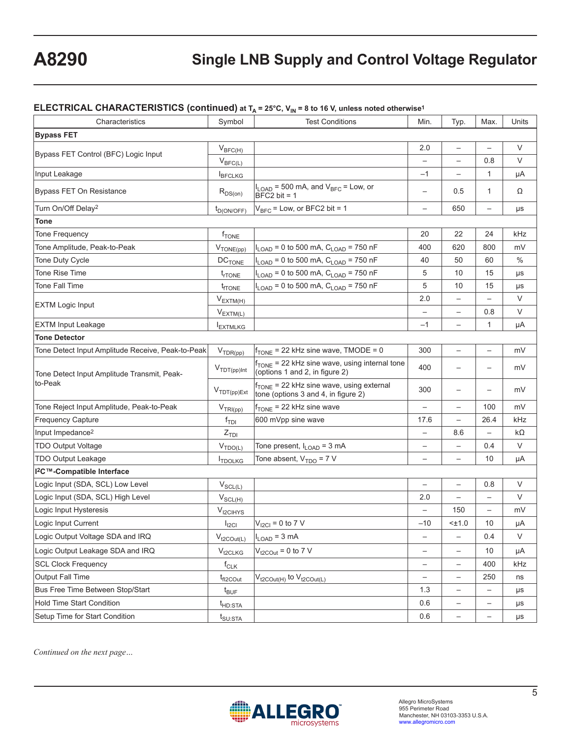## ELECTRICAL CHARACTERISTICS (continued) at $T_A$ = 25°C, $V_{IN}$ = 8 to 16 V, unless noted otherwise[1]

| Characteristics | Symbol | Test Conditions | Min. | Typ. | Max. | Units |
|---|---|---|---|---|---|---|
| **Bypass FET** | | | | | | |
| Bypass FET Control (BFC) Logic Input | $V_{BFC(H)}$ | | 2.0 | – | – | V |
| | $V_{BFC(L)}$ | | – | – | 0.8 | V |
| Input Leakage | $I_{BFCLKG}$ | | –1 | – | 1 | μA |
| Bypass FET On Resistance | $R_{DS(on)}$ | $I_{LOAD}$ = 500 mA, and $V_{BFC}$ = Low, or BFC2 bit = 1 | – | 0.5 | 1 | Ω |
| Turn On/Off Delay[2] | $t_{D(ON/OFF)}$ | $V_{BFC}$ = Low, or BFC2 bit = 1 | – | 650 | – | μs |
| **Tone** | | | | | | |
| Tone Frequency | $f_{TONE}$ | | 20 | 22 | 24 | kHz |
| Tone Amplitude, Peak-to-Peak | $V_{TONE(pp)}$ | $I_{LOAD}$ = 0 to 500 mA, $C_{LOAD}$ = 750 nF | 400 | 620 | 800 | mV |
| Tone Duty Cycle | $DC_{TONE}$ | $I_{LOAD}$ = 0 to 500 mA, $C_{LOAD}$ = 750 nF | 40 | 50 | 60 | % |
| Tone Rise Time | $t_{rTONE}$ | $I_{LOAD}$ = 0 to 500 mA, $C_{LOAD}$ = 750 nF | 5 | 10 | 15 | μs |
| Tone Fall Time | $t_{fTONE}$ | $I_{LOAD}$ = 0 to 500 mA, $C_{LOAD}$ = 750 nF | 5 | 10 | 15 | μs |
| EXTM Logic Input | $V_{EXTM(H)}$ | | 2.0 | – | – | V |
| | $V_{EXTM(L)}$ | | – | – | 0.8 | V |
| EXTM Input Leakage | $I_{EXTMLKG}$ | | –1 | – | 1 | μA |
| **Tone Detector** | | | | | | |
| Tone Detect Input Amplitude Receive, Peak-to-Peak | $V_{TDR(pp)}$ | $f_{TONE}$ = 22 kHz sine wave, TMODE = 0 | 300 | – | – | mV |
| Tone Detect Input Amplitude Transmit, Peak-to-Peak | $V_{TDT(pp)Int}$ | $f_{TONE}$ = 22 kHz sine wave, using internal tone (options 1 and 2, in figure 2) | 400 | – | – | mV |
| | $V_{TDT(pp)Ext}$ | $f_{TONE}$ = 22 kHz sine wave, using external tone (options 3 and 4, in figure 2) | 300 | – | – | mV |
| Tone Reject Input Amplitude, Peak-to-Peak | $V_{TRI(pp)}$ | $f_{TONE}$ = 22 kHz sine wave | – | – | 100 | mV |
| Frequency Capture | $f_{TDI}$ | 600 mVpp sine wave | 17.6 | – | 26.4 | kHz |
| Input Impedance[2] | $Z_{TDI}$ | | – | 8.6 | – | kΩ |
| TDO Output Voltage | $V_{TDO(L)}$ | Tone present, $I_{LOAD}$ = 3 mA | – | – | 0.4 | V |
| TDO Output Leakage | $I_{TDOLKG}$ | Tone absent, $V_{TDO}$ = 7 V | – | – | 10 | μA |
| **I²C™-Compatible Interface** | | | | | | |
| Logic Input (SDA, SCL) Low Level | $V_{SCL(L)}$ | | – | – | 0.8 | V |
| Logic Input (SDA, SCL) High Level | $V_{SCL(H)}$ | | 2.0 | – | – | V |
| Logic Input Hysteresis | $V_{I2CIHYS}$ | | – | 150 | – | mV |
| Logic Input Current | $I_{I2CI}$ | $V_{I2CI}$ = 0 to 7 V | –10 | <±1.0 | 10 | μA |
| Logic Output Voltage SDA and IRQ | $V_{t2COut(L)}$ | $I_{LOAD}$ = 3 mA | – | – | 0.4 | V |
| Logic Output Leakage SDA and IRQ | $V_{t2CLKG}$ | $V_{t2COut}$ = 0 to 7 V | – | – | 10 | μA |
| SCL Clock Frequency | $f_{CLK}$ | | – | – | 400 | kHz |
| Output Fall Time | $t_{fI2COut}$ | $V_{t2COut(H)}$ to $V_{t2COut(L)}$ | – | – | 250 | ns |
| Bus Free Time Between Stop/Start | $t_{BUF}$ | | 1.3 | – | – | μs |
| Hold Time Start Condition | $t_{HD:STA}$ | | 0.6 | – | – | μs |
| Setup Time for Start Condition | $t_{SU:STA}$ | | 0.6 | – | – | μs |

*Continued on the next page…*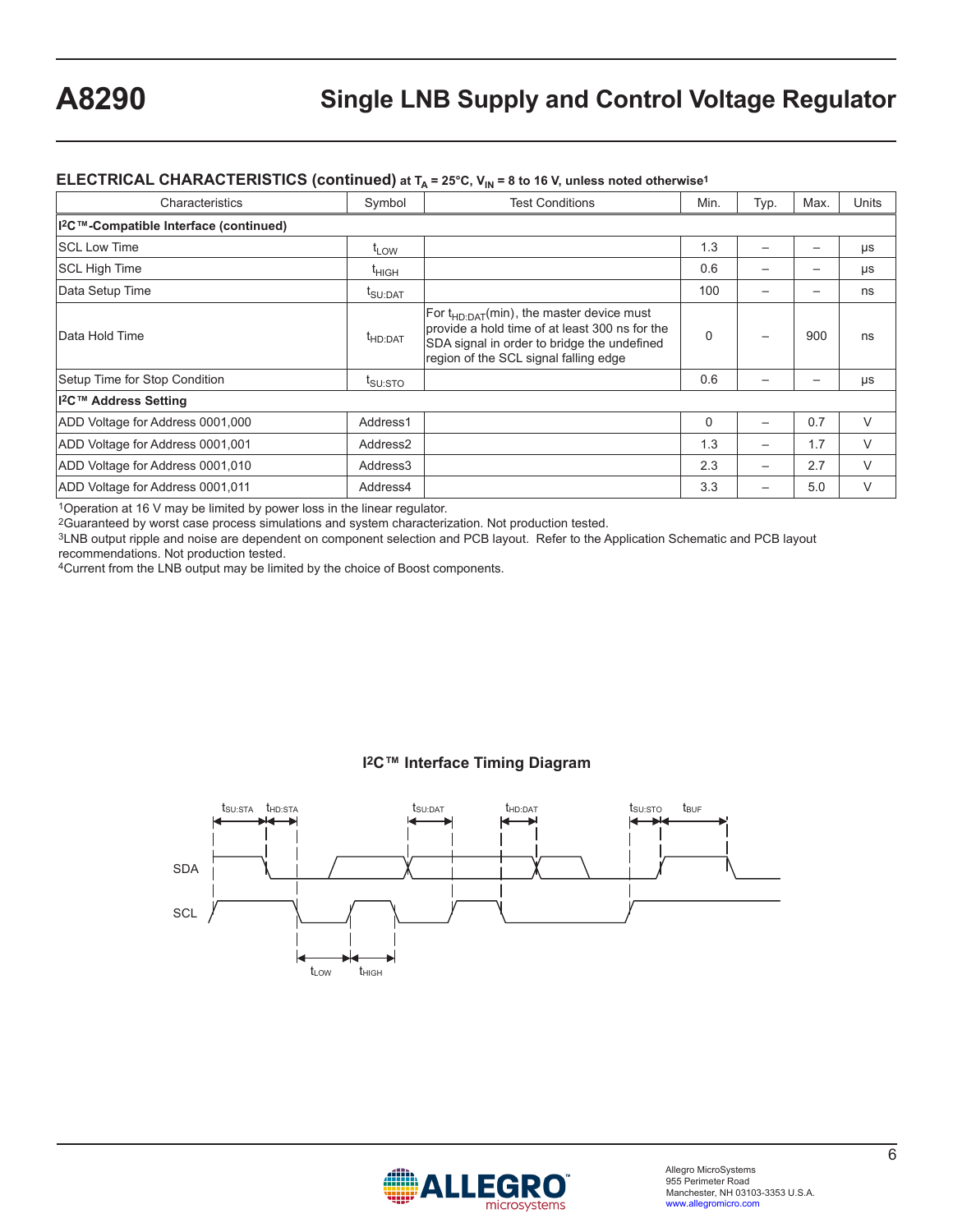## ELECTRICAL CHARACTERISTICS (continued) at $T_A$ = 25°C, $V_{IN}$ = 8 to 16 V, unless noted otherwise[1]

| Characteristics | Symbol | Test Conditions | Min. | Typ. | Max. | Units |
|---|---|---|---|---|---|---|
| **I²C™-Compatible Interface (continued)** | | | | | | |
| SCL Low Time | $t_{LOW}$ | | 1.3 | – | – | μs |
| SCL High Time | $t_{HIGH}$ | | 0.6 | – | – | μs |
| Data Setup Time | $t_{SU:DAT}$ | | 100 | – | – | ns |
| Data Hold Time | $t_{HD:DAT}$ | For $t_{HD:DAT}$(min), the master device must provide a hold time of at least 300 ns for the SDA signal in order to bridge the undefined region of the SCL signal falling edge | 0 | – | 900 | ns |
| Setup Time for Stop Condition | $t_{SU:STO}$ | | 0.6 | – | – | μs |
| **I²C™ Address Setting** | | | | | | |
| ADD Voltage for Address 0001,000 | Address1 | | 0 | – | 0.7 | V |
| ADD Voltage for Address 0001,001 | Address2 | | 1.3 | – | 1.7 | V |
| ADD Voltage for Address 0001,010 | Address3 | | 2.3 | – | 2.7 | V |
| ADD Voltage for Address 0001,011 | Address4 | | 3.3 | – | 5.0 | V |

[1]Operation at 16 V may be limited by power loss in the linear regulator.
[2]Guaranteed by worst case process simulations and system characterization. Not production tested.
[3]LNB output ripple and noise are dependent on component selection and PCB layout. Refer to the Application Schematic and PCB layout recommendations. Not production tested.
[4]Current from the LNB output may be limited by the choice of Boost components.

### I²C™ Interface Timing Diagram

SDA, SCL — $t_{SU:STA}$, $t_{HD:STA}$, $t_{SU:DAT}$, $t_{HD:DAT}$, $t_{SU:STO}$, $t_{BUF}$, $t_{LOW}$, $t_{HIGH}$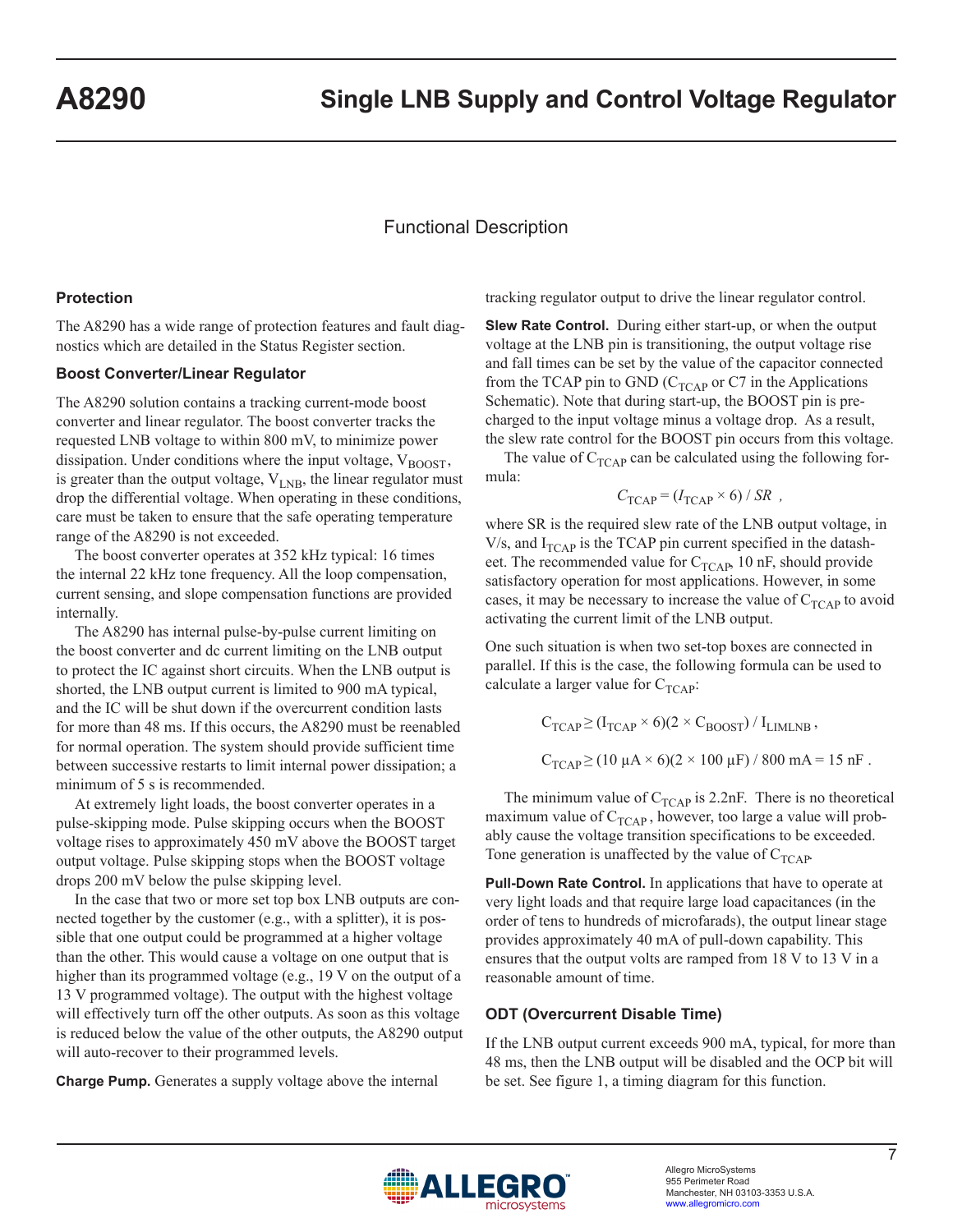## Functional Description

### Protection

The A8290 has a wide range of protection features and fault diagnostics which are detailed in the Status Register section.

### Boost Converter/Linear Regulator

The A8290 solution contains a tracking current-mode boost converter and linear regulator. The boost converter tracks the requested LNB voltage to within 800 mV, to minimize power dissipation. Under conditions where the input voltage, $V_{BOOST}$, is greater than the output voltage, $V_{LNB}$, the linear regulator must drop the differential voltage. When operating in these conditions, care must be taken to ensure that the safe operating temperature range of the A8290 is not exceeded.

The boost converter operates at 352 kHz typical: 16 times the internal 22 kHz tone frequency. All the loop compensation, current sensing, and slope compensation functions are provided internally.

The A8290 has internal pulse-by-pulse current limiting on the boost converter and dc current limiting on the LNB output to protect the IC against short circuits. When the LNB output is shorted, the LNB output current is limited to 900 mA typical, and the IC will be shut down if the overcurrent condition lasts for more than 48 ms. If this occurs, the A8290 must be reenabled for normal operation. The system should provide sufficient time between successive restarts to limit internal power dissipation; a minimum of 5 s is recommended.

At extremely light loads, the boost converter operates in a pulse-skipping mode. Pulse skipping occurs when the BOOST voltage rises to approximately 450 mV above the BOOST target output voltage. Pulse skipping stops when the BOOST voltage drops 200 mV below the pulse skipping level.

In the case that two or more set top box LNB outputs are connected together by the customer (e.g., with a splitter), it is possible that one output could be programmed at a higher voltage than the other. This would cause a voltage on one output that is higher than its programmed voltage (e.g., 19 V on the output of a 13 V programmed voltage). The output with the highest voltage will effectively turn off the other outputs. As soon as this voltage is reduced below the value of the other outputs, the A8290 output will auto-recover to their programmed levels.

**Charge Pump.** Generates a supply voltage above the internal tracking regulator output to drive the linear regulator control.

**Slew Rate Control.** During either start-up, or when the output voltage at the LNB pin is transitioning, the output voltage rise and fall times can be set by the value of the capacitor connected from the TCAP pin to GND ($C_{TCAP}$ or C7 in the Applications Schematic). Note that during start-up, the BOOST pin is precharged to the input voltage minus a voltage drop. As a result, the slew rate control for the BOOST pin occurs from this voltage.

The value of $C_{TCAP}$ can be calculated using the following formula:

$$C_{TCAP} = (I_{TCAP} \times 6) / SR \ ,$$

where SR is the required slew rate of the LNB output voltage, in V/s, and $I_{TCAP}$ is the TCAP pin current specified in the datasheet. The recommended value for $C_{TCAP}$, 10 nF, should provide satisfactory operation for most applications. However, in some cases, it may be necessary to increase the value of $C_{TCAP}$ to avoid activating the current limit of the LNB output.

One such situation is when two set-top boxes are connected in parallel. If this is the case, the following formula can be used to calculate a larger value for $C_{TCAP}$:

$$C_{TCAP} \geq (I_{TCAP} \times 6)(2 \times C_{BOOST}) / I_{LIMLNB} \ ,$$

$$C_{TCAP} \geq (10\ \mu A \times 6)(2 \times 100\ \mu F) / 800\ mA = 15\ nF \ .$$

The minimum value of $C_{TCAP}$ is 2.2nF. There is no theoretical maximum value of $C_{TCAP}$, however, too large a value will probably cause the voltage transition specifications to be exceeded. Tone generation is unaffected by the value of $C_{TCAP}$.

**Pull-Down Rate Control.** In applications that have to operate at very light loads and that require large load capacitances (in the order of tens to hundreds of microfarads), the output linear stage provides approximately 40 mA of pull-down capability. This ensures that the output volts are ramped from 18 V to 13 V in a reasonable amount of time.

### ODT (Overcurrent Disable Time)

If the LNB output current exceeds 900 mA, typical, for more than 48 ms, then the LNB output will be disabled and the OCP bit will be set. See figure 1, a timing diagram for this function.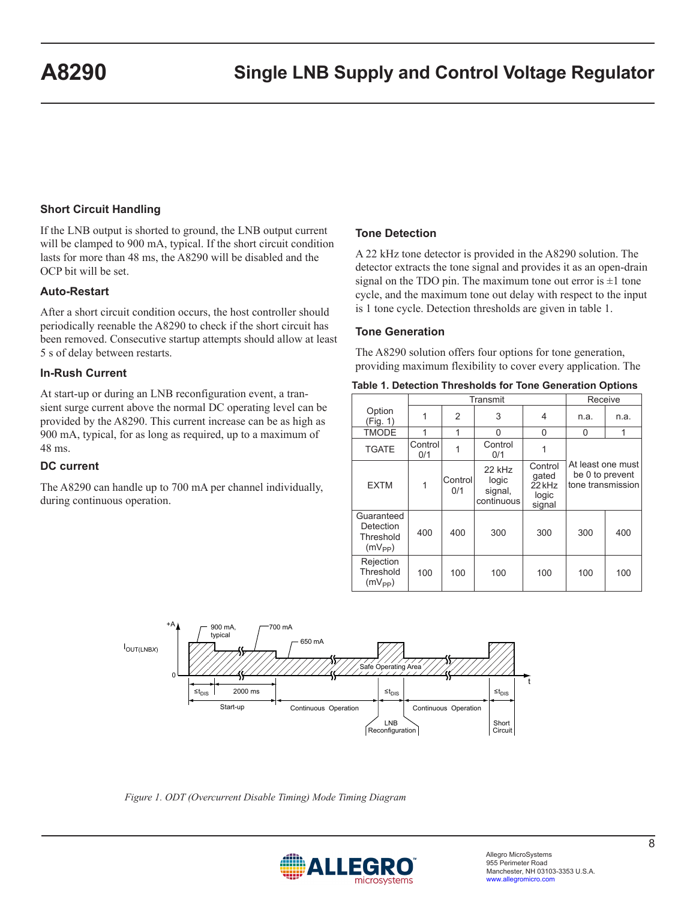## Short Circuit Handling

If the LNB output is shorted to ground, the LNB output current will be clamped to 900 mA, typical. If the short circuit condition lasts for more than 48 ms, the A8290 will be disabled and the OCP bit will be set.

### Auto-Restart

After a short circuit condition occurs, the host controller should periodically reenable the A8290 to check if the short circuit has been removed. Consecutive startup attempts should allow at least 5 s of delay between restarts.

### In-Rush Current

At start-up or during an LNB reconfiguration event, a transient surge current above the normal DC operating level can be provided by the A8290. This current increase can be as high as 900 mA, typical, for as long as required, up to a maximum of 48 ms.

### DC current

The A8290 can handle up to 700 mA per channel individually, during continuous operation.

## Tone Detection

A 22 kHz tone detector is provided in the A8290 solution. The detector extracts the tone signal and provides it as an open-drain signal on the TDO pin. The maximum tone out error is ±1 tone cycle, and the maximum tone out delay with respect to the input is 1 tone cycle. Detection thresholds are given in table 1.

## Tone Generation

The A8290 solution offers four options for tone generation, providing maximum flexibility to cover every application. The

**Table 1. Detection Thresholds for Tone Generation Options**

| | Transmit | | | | Receive | |
|---|---|---|---|---|---|---|
| Option (Fig. 1) | 1 | 2 | 3 | 4 | n.a. | n.a. |
| TMODE | 1 | 1 | 0 | 0 | 0 | 1 |
| TGATE | Control 0/1 | 1 | Control 0/1 | 1 | At least one must be 0 to prevent tone transmission | |
| EXTM | 1 | Control 0/1 | 22 kHz logic signal, continuous | Control gated 22 kHz logic signal | | |
| Guaranteed Detection Threshold ($mV_{PP}$) | 400 | 400 | 300 | 300 | 300 | 400 |
| Rejection Threshold ($mV_{PP}$) | 100 | 100 | 100 | 100 | 100 | 100 |

*Figure 1. ODT (Overcurrent Disable Timing) Mode Timing Diagram*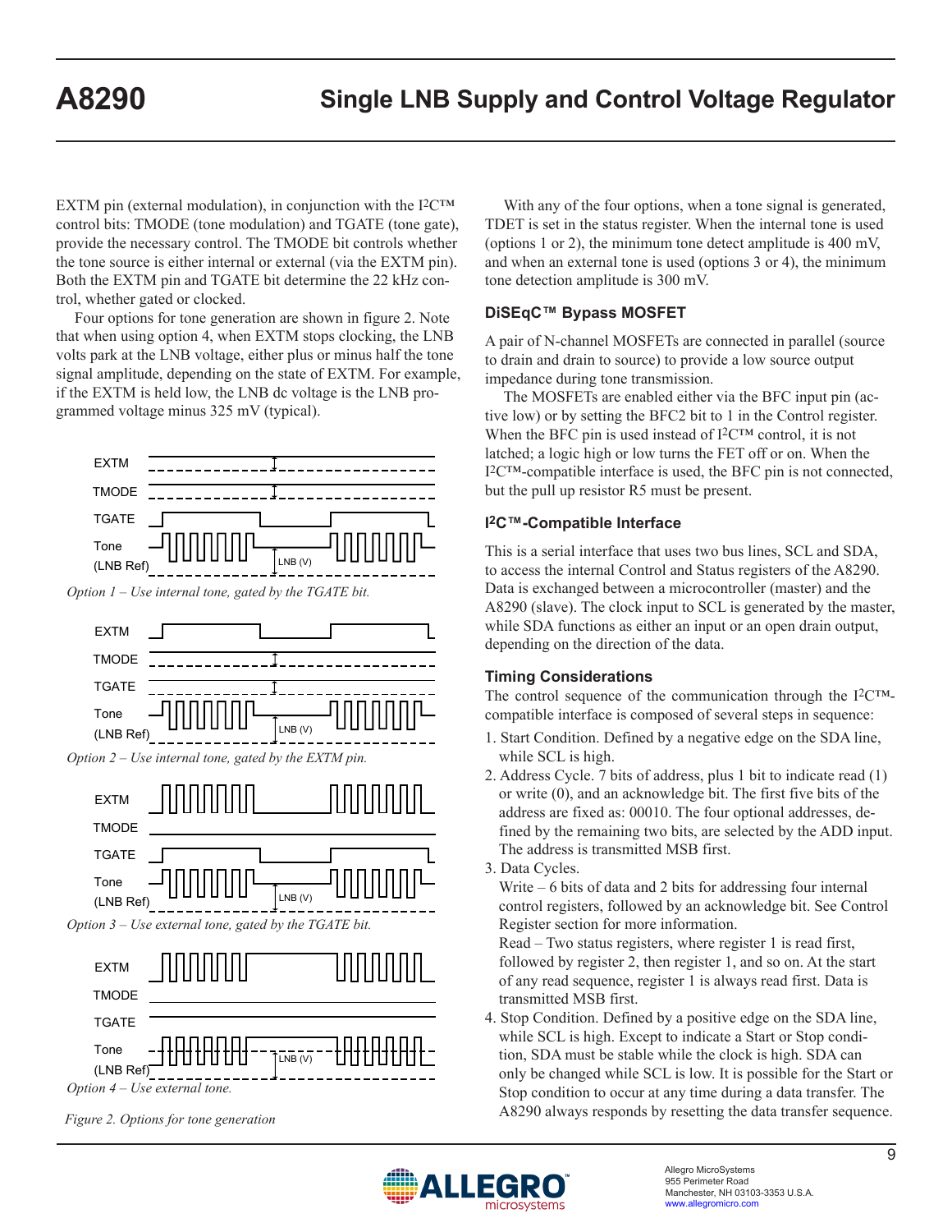EXTM pin (external modulation), in conjunction with the I2C™ control bits: TMODE (tone modulation) and TGATE (tone gate), provide the necessary control. The TMODE bit controls whether the tone source is either internal or external (via the EXTM pin). Both the EXTM pin and TGATE bit determine the 22 kHz control, whether gated or clocked.

Four options for tone generation are shown in figure 2. Note that when using option 4, when EXTM stops clocking, the LNB volts park at the LNB voltage, either plus or minus half the tone signal amplitude, depending on the state of EXTM. For example, if the EXTM is held low, the LNB dc voltage is the LNB programmed voltage minus 325 mV (typical).

*Option 1 – Use internal tone, gated by the TGATE bit.*

*Option 2 – Use internal tone, gated by the EXTM pin.*

*Option 3 – Use external tone, gated by the TGATE bit.*

*Option 4 – Use external tone.*

*Figure 2. Options for tone generation*

With any of the four options, when a tone signal is generated, TDET is set in the status register. When the internal tone is used (options 1 or 2), the minimum tone detect amplitude is 400 mV, and when an external tone is used (options 3 or 4), the minimum tone detection amplitude is 300 mV.

### DiSEqC™ Bypass MOSFET

A pair of N-channel MOSFETs are connected in parallel (source to drain and drain to source) to provide a low source output impedance during tone transmission.

The MOSFETs are enabled either via the BFC input pin (active low) or by setting the BFC2 bit to 1 in the Control register. When the BFC pin is used instead of I2C™ control, it is not latched; a logic high or low turns the FET off or on. When the I2C™-compatible interface is used, the BFC pin is not connected, but the pull up resistor R5 must be present.

### I2C™-Compatible Interface

This is a serial interface that uses two bus lines, SCL and SDA, to access the internal Control and Status registers of the A8290. Data is exchanged between a microcontroller (master) and the A8290 (slave). The clock input to SCL is generated by the master, while SDA functions as either an input or an open drain output, depending on the direction of the data.

### Timing Considerations

The control sequence of the communication through the I2C™-compatible interface is composed of several steps in sequence:

1. Start Condition. Defined by a negative edge on the SDA line, while SCL is high.
2. Address Cycle. 7 bits of address, plus 1 bit to indicate read (1) or write (0), and an acknowledge bit. The first five bits of the address are fixed as: 00010. The four optional addresses, defined by the remaining two bits, are selected by the ADD input. The address is transmitted MSB first.
3. Data Cycles.
   Write – 6 bits of data and 2 bits for addressing four internal control registers, followed by an acknowledge bit. See Control Register section for more information.
   Read – Two status registers, where register 1 is read first, followed by register 2, then register 1, and so on. At the start of any read sequence, register 1 is always read first. Data is transmitted MSB first.
4. Stop Condition. Defined by a positive edge on the SDA line, while SCL is high. Except to indicate a Start or Stop condition, SDA must be stable while the clock is high. SDA can only be changed while SCL is low. It is possible for the Start or Stop condition to occur at any time during a data transfer. The A8290 always responds by resetting the data transfer sequence.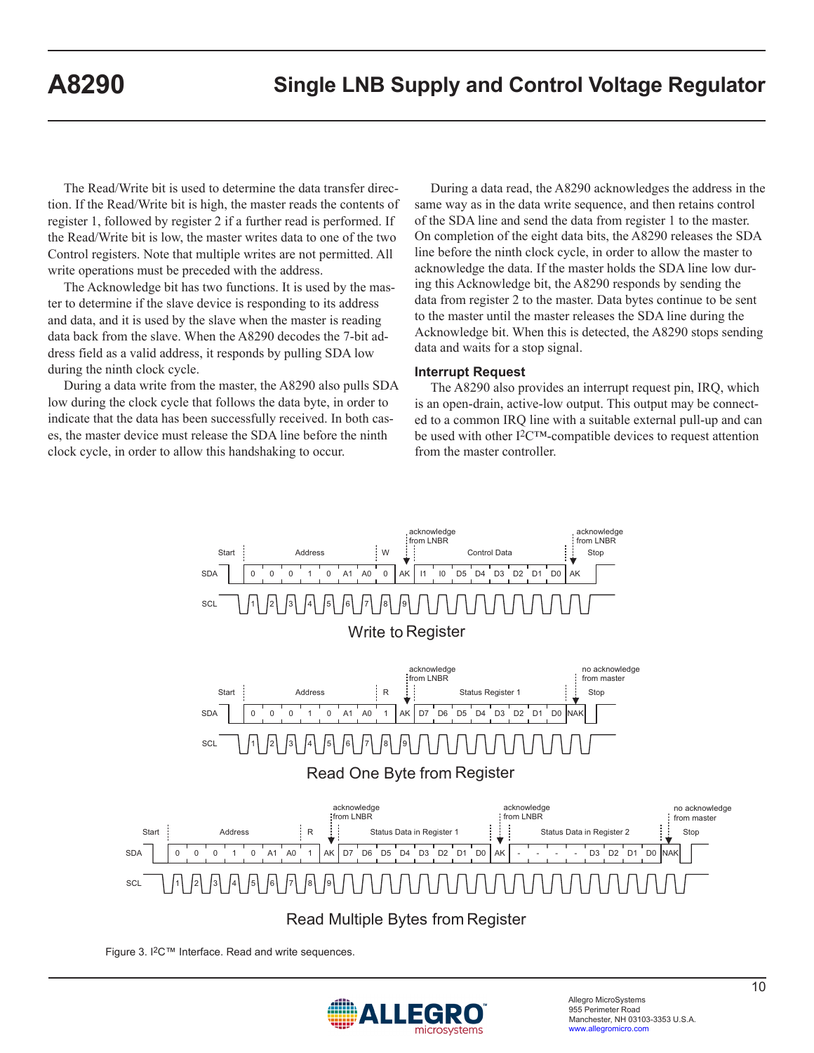The Read/Write bit is used to determine the data transfer direction. If the Read/Write bit is high, the master reads the contents of register 1, followed by register 2 if a further read is performed. If the Read/Write bit is low, the master writes data to one of the two Control registers. Note that multiple writes are not permitted. All write operations must be preceded with the address.

The Acknowledge bit has two functions. It is used by the master to determine if the slave device is responding to its address and data, and it is used by the slave when the master is reading data back from the slave. When the A8290 decodes the 7-bit address field as a valid address, it responds by pulling SDA low during the ninth clock cycle.

During a data write from the master, the A8290 also pulls SDA low during the clock cycle that follows the data byte, in order to indicate that the data has been successfully received. In both cases, the master device must release the SDA line before the ninth clock cycle, in order to allow this handshaking to occur.

During a data read, the A8290 acknowledges the address in the same way as in the data write sequence, and then retains control of the SDA line and send the data from register 1 to the master. On completion of the eight data bits, the A8290 releases the SDA line before the ninth clock cycle, in order to allow the master to acknowledge the data. If the master holds the SDA line low during this Acknowledge bit, the A8290 responds by sending the data from register 2 to the master. Data bytes continue to be sent to the master until the master releases the SDA line during the Acknowledge bit. When this is detected, the A8290 stops sending data and waits for a stop signal.

### Interrupt Request

The A8290 also provides an interrupt request pin, IRQ, which is an open-drain, active-low output. This output may be connected to a common IRQ line with a suitable external pull-up and can be used with other I2C™-compatible devices to request attention from the master controller.

Write to Register

Read One Byte from Register

Read Multiple Bytes from Register

Figure 3. I2C™ Interface. Read and write sequences.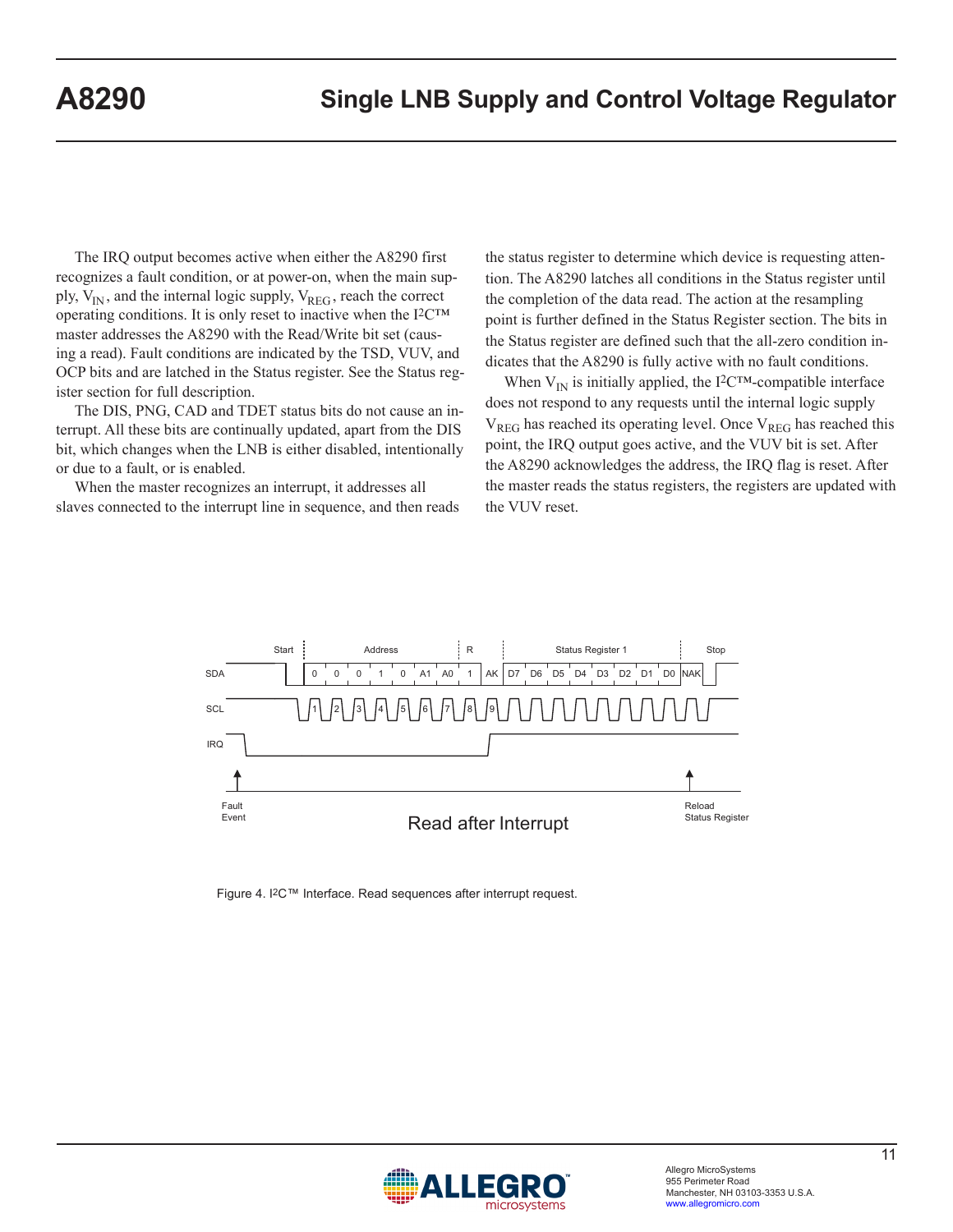The IRQ output becomes active when either the A8290 first recognizes a fault condition, or at power-on, when the main supply, $V_{IN}$, and the internal logic supply, $V_{REG}$, reach the correct operating conditions. It is only reset to inactive when the I2C™ master addresses the A8290 with the Read/Write bit set (causing a read). Fault conditions are indicated by the TSD, VUV, and OCP bits and are latched in the Status register. See the Status register section for full description.

The DIS, PNG, CAD and TDET status bits do not cause an interrupt. All these bits are continually updated, apart from the DIS bit, which changes when the LNB is either disabled, intentionally or due to a fault, or is enabled.

When the master recognizes an interrupt, it addresses all slaves connected to the interrupt line in sequence, and then reads the status register to determine which device is requesting attention. The A8290 latches all conditions in the Status register until the completion of the data read. The action at the resampling point is further defined in the Status Register section. The bits in the Status register are defined such that the all-zero condition indicates that the A8290 is fully active with no fault conditions.

When $V_{IN}$ is initially applied, the I2C™-compatible interface does not respond to any requests until the internal logic supply $V_{REG}$ has reached its operating level. Once $V_{REG}$ has reached this point, the IRQ output goes active, and the VUV bit is set. After the A8290 acknowledges the address, the IRQ flag is reset. After the master reads the status registers, the registers are updated with the VUV reset.

Start | Address | R | Status Register 1 | Stop

SDA: 0 0 0 1 0 A1 A0 1 AK D7 D6 D5 D4 D3 D2 D1 D0 NAK

SCL: 1 2 3 4 5 6 7 8 9

IRQ

Fault Event

Reload Status Register

Read after Interrupt

Figure 4. I2C™ Interface. Read sequences after interrupt request.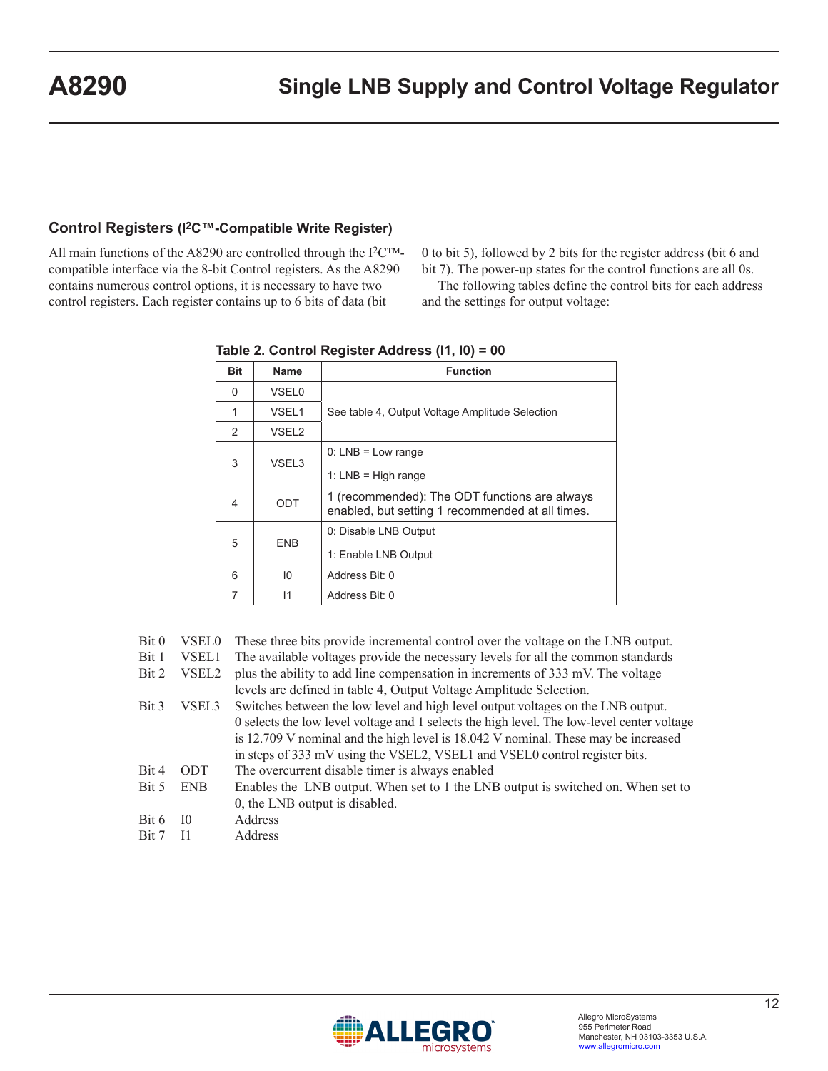## Control Registers (I²C™-Compatible Write Register)

All main functions of the A8290 are controlled through the I²C™-compatible interface via the 8-bit Control registers. As the A8290 contains numerous control options, it is necessary to have two control registers. Each register contains up to 6 bits of data (bit 0 to bit 5), followed by 2 bits for the register address (bit 6 and bit 7). The power-up states for the control functions are all 0s.

The following tables define the control bits for each address and the settings for output voltage:

**Table 2. Control Register Address (I1, I0) = 00**

| Bit | Name | Function |
|---|---|---|
| 0 | VSEL0 | See table 4, Output Voltage Amplitude Selection |
| 1 | VSEL1 | |
| 2 | VSEL2 | |
| 3 | VSEL3 | 0: LNB = Low range<br>1: LNB = High range |
| 4 | ODT | 1 (recommended): The ODT functions are always enabled, but setting 1 recommended at all times. |
| 5 | ENB | 0: Disable LNB Output<br>1: Enable LNB Output |
| 6 | I0 | Address Bit: 0 |
| 7 | I1 | Address Bit: 0 |

| | | |
|---|---|---|
| Bit 0<br>Bit 1<br>Bit 2 | VSEL0<br>VSEL1<br>VSEL2 | These three bits provide incremental control over the voltage on the LNB output. The available voltages provide the necessary levels for all the common standards plus the ability to add line compensation in increments of 333 mV. The voltage levels are defined in table 4, Output Voltage Amplitude Selection. |
| Bit 3 | VSEL3 | Switches between the low level and high level output voltages on the LNB output. 0 selects the low level voltage and 1 selects the high level. The low-level center voltage is 12.709 V nominal and the high level is 18.042 V nominal. These may be increased in steps of 333 mV using the VSEL2, VSEL1 and VSEL0 control register bits. |
| Bit 4 | ODT | The overcurrent disable timer is always enabled |
| Bit 5 | ENB | Enables the LNB output. When set to 1 the LNB output is switched on. When set to 0, the LNB output is disabled. |
| Bit 6 | I0 | Address |
| Bit 7 | I1 | Address |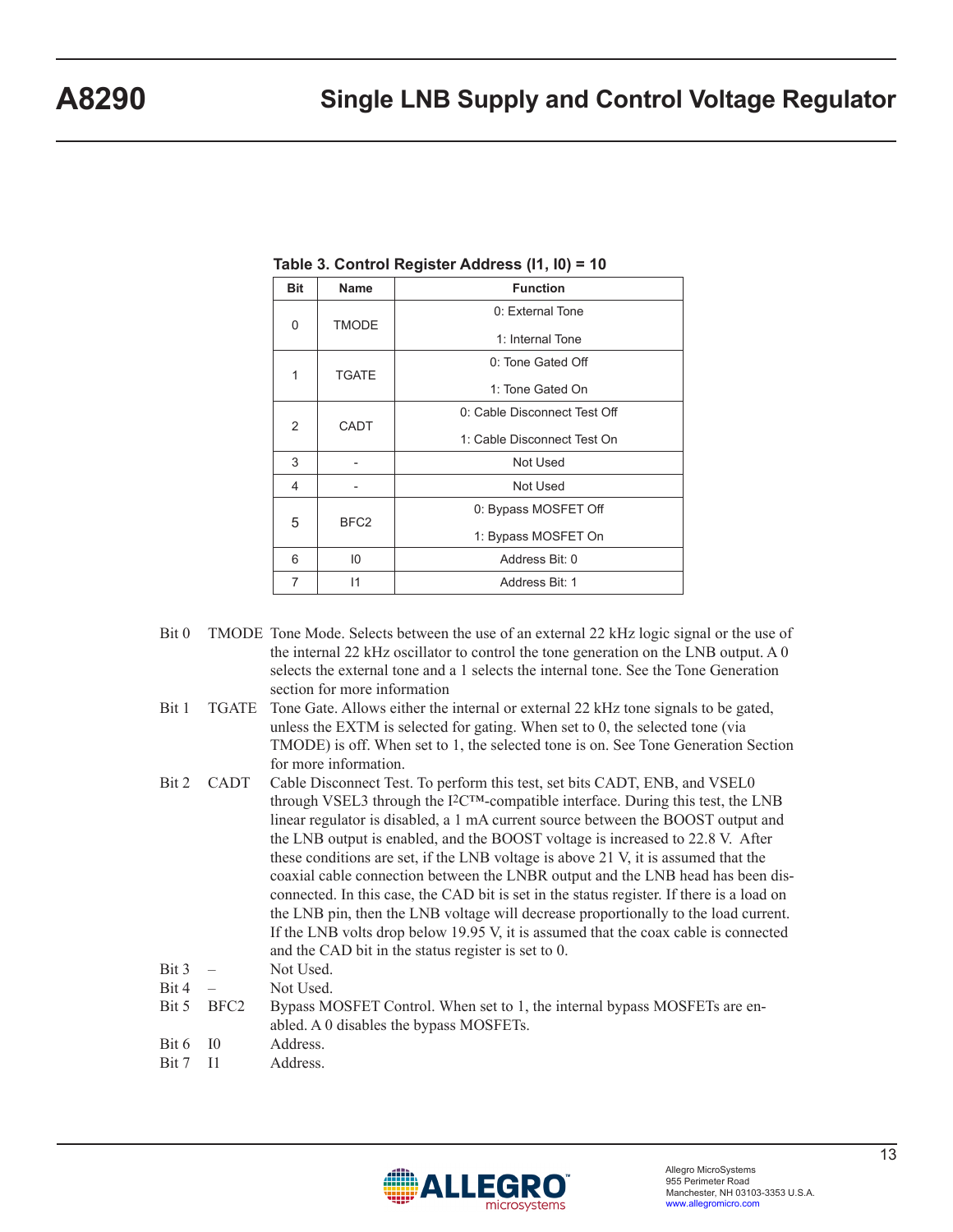**Table 3. Control Register Address (I1, I0) = 10**

| Bit | Name | Function |
|---|---|---|
| 0 | TMODE | 0: External Tone<br>1: Internal Tone |
| 1 | TGATE | 0: Tone Gated Off<br>1: Tone Gated On |
| 2 | CADT | 0: Cable Disconnect Test Off<br>1: Cable Disconnect Test On |
| 3 | - | Not Used |
| 4 | - | Not Used |
| 5 | BFC2 | 0: Bypass MOSFET Off<br>1: Bypass MOSFET On |
| 6 | I0 | Address Bit: 0 |
| 7 | I1 | Address Bit: 1 |

| | | |
|---|---|---|
| Bit 0 | TMODE | Tone Mode. Selects between the use of an external 22 kHz logic signal or the use of the internal 22 kHz oscillator to control the tone generation on the LNB output. A 0 selects the external tone and a 1 selects the internal tone. See the Tone Generation section for more information |
| Bit 1 | TGATE | Tone Gate. Allows either the internal or external 22 kHz tone signals to be gated, unless the EXTM is selected for gating. When set to 0, the selected tone (via TMODE) is off. When set to 1, the selected tone is on. See Tone Generation Section for more information. |
| Bit 2 | CADT | Cable Disconnect Test. To perform this test, set bits CADT, ENB, and VSEL0 through VSEL3 through the I²C™-compatible interface. During this test, the LNB linear regulator is disabled, a 1 mA current source between the BOOST output and the LNB output is enabled, and the BOOST voltage is increased to 22.8 V. After these conditions are set, if the LNB voltage is above 21 V, it is assumed that the coaxial cable connection between the LNBR output and the LNB head has been disconnected. In this case, the CAD bit is set in the status register. If there is a load on the LNB pin, then the LNB voltage will decrease proportionally to the load current. If the LNB volts drop below 19.95 V, it is assumed that the coax cable is connected and the CAD bit in the status register is set to 0. |
| Bit 3 | – | Not Used. |
| Bit 4 | – | Not Used. |
| Bit 5 | BFC2 | Bypass MOSFET Control. When set to 1, the internal bypass MOSFETs are enabled. A 0 disables the bypass MOSFETs. |
| Bit 6 | I0 | Address. |
| Bit 7 | I1 | Address. |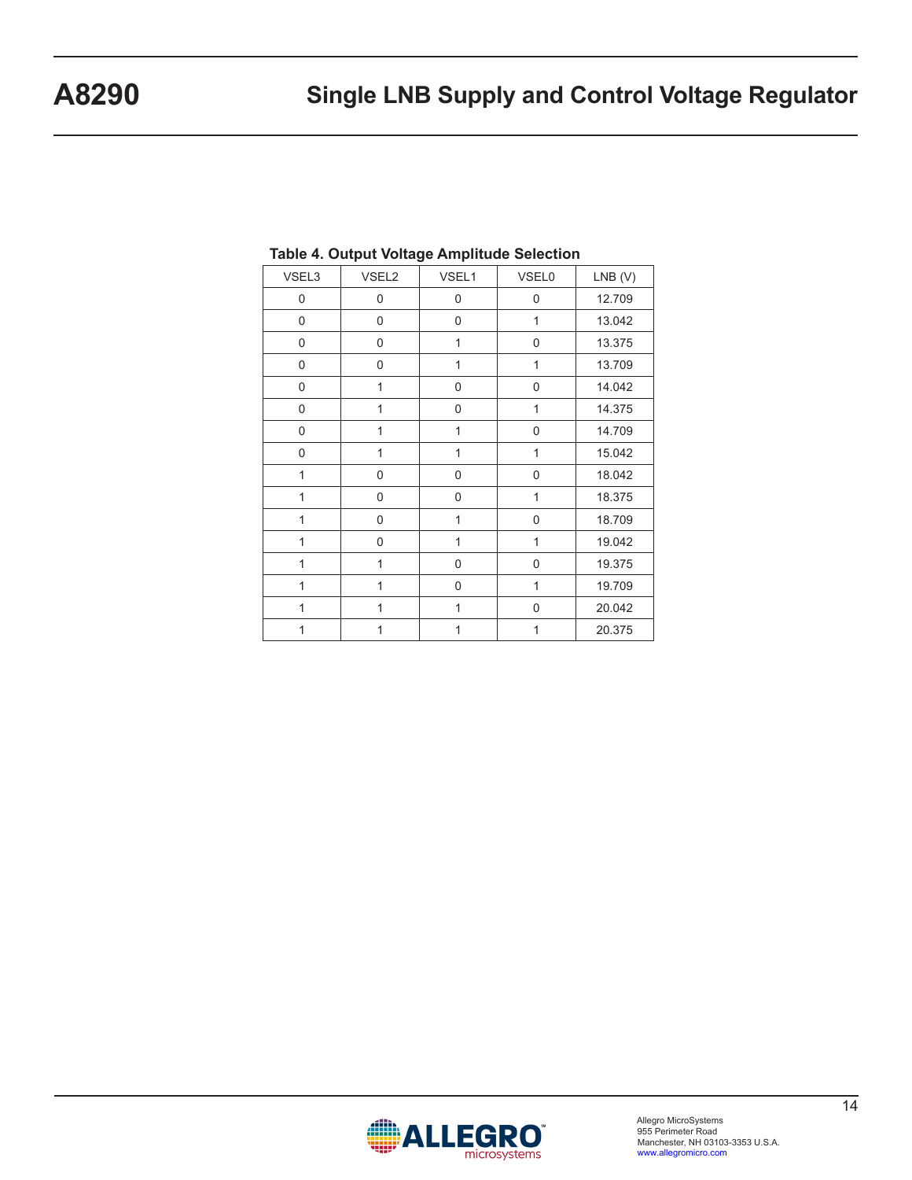**Table 4. Output Voltage Amplitude Selection**

| VSEL3 | VSEL2 | VSEL1 | VSEL0 | LNB (V) |
|---|---|---|---|---|
| 0 | 0 | 0 | 0 | 12.709 |
| 0 | 0 | 0 | 1 | 13.042 |
| 0 | 0 | 1 | 0 | 13.375 |
| 0 | 0 | 1 | 1 | 13.709 |
| 0 | 1 | 0 | 0 | 14.042 |
| 0 | 1 | 0 | 1 | 14.375 |
| 0 | 1 | 1 | 0 | 14.709 |
| 0 | 1 | 1 | 1 | 15.042 |
| 1 | 0 | 0 | 0 | 18.042 |
| 1 | 0 | 0 | 1 | 18.375 |
| 1 | 0 | 1 | 0 | 18.709 |
| 1 | 0 | 1 | 1 | 19.042 |
| 1 | 1 | 0 | 0 | 19.375 |
| 1 | 1 | 0 | 1 | 19.709 |
| 1 | 1 | 1 | 0 | 20.042 |
| 1 | 1 | 1 | 1 | 20.375 |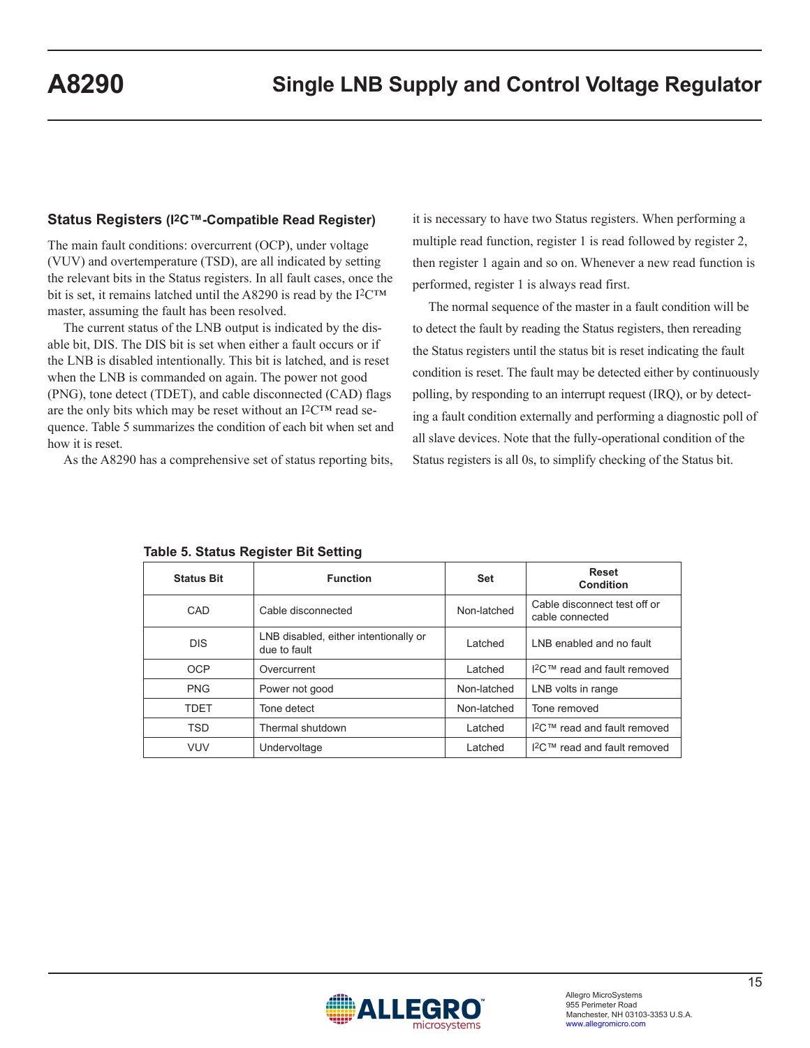## Status Registers (I²C™-Compatible Read Register)

The main fault conditions: overcurrent (OCP), under voltage (VUV) and overtemperature (TSD), are all indicated by setting the relevant bits in the Status registers. In all fault cases, once the bit is set, it remains latched until the A8290 is read by the I²C™ master, assuming the fault has been resolved.

The current status of the LNB output is indicated by the disable bit, DIS. The DIS bit is set when either a fault occurs or if the LNB is disabled intentionally. This bit is latched, and is reset when the LNB is commanded on again. The power not good (PNG), tone detect (TDET), and cable disconnected (CAD) flags are the only bits which may be reset without an I²C™ read sequence. Table 5 summarizes the condition of each bit when set and how it is reset.

As the A8290 has a comprehensive set of status reporting bits, it is necessary to have two Status registers. When performing a multiple read function, register 1 is read followed by register 2, then register 1 again and so on. Whenever a new read function is performed, register 1 is always read first.

The normal sequence of the master in a fault condition will be to detect the fault by reading the Status registers, then rereading the Status registers until the status bit is reset indicating the fault condition is reset. The fault may be detected either by continuously polling, by responding to an interrupt request (IRQ), or by detecting a fault condition externally and performing a diagnostic poll of all slave devices. Note that the fully-operational condition of the Status registers is all 0s, to simplify checking of the Status bit.

**Table 5. Status Register Bit Setting**

| Status Bit | Function | Set | Reset Condition |
|---|---|---|---|
| CAD | Cable disconnected | Non-latched | Cable disconnect test off or cable connected |
| DIS | LNB disabled, either intentionally or due to fault | Latched | LNB enabled and no fault |
| OCP | Overcurrent | Latched | I²C™ read and fault removed |
| PNG | Power not good | Non-latched | LNB volts in range |
| TDET | Tone detect | Non-latched | Tone removed |
| TSD | Thermal shutdown | Latched | I²C™ read and fault removed |
| VUV | Undervoltage | Latched | I²C™ read and fault removed |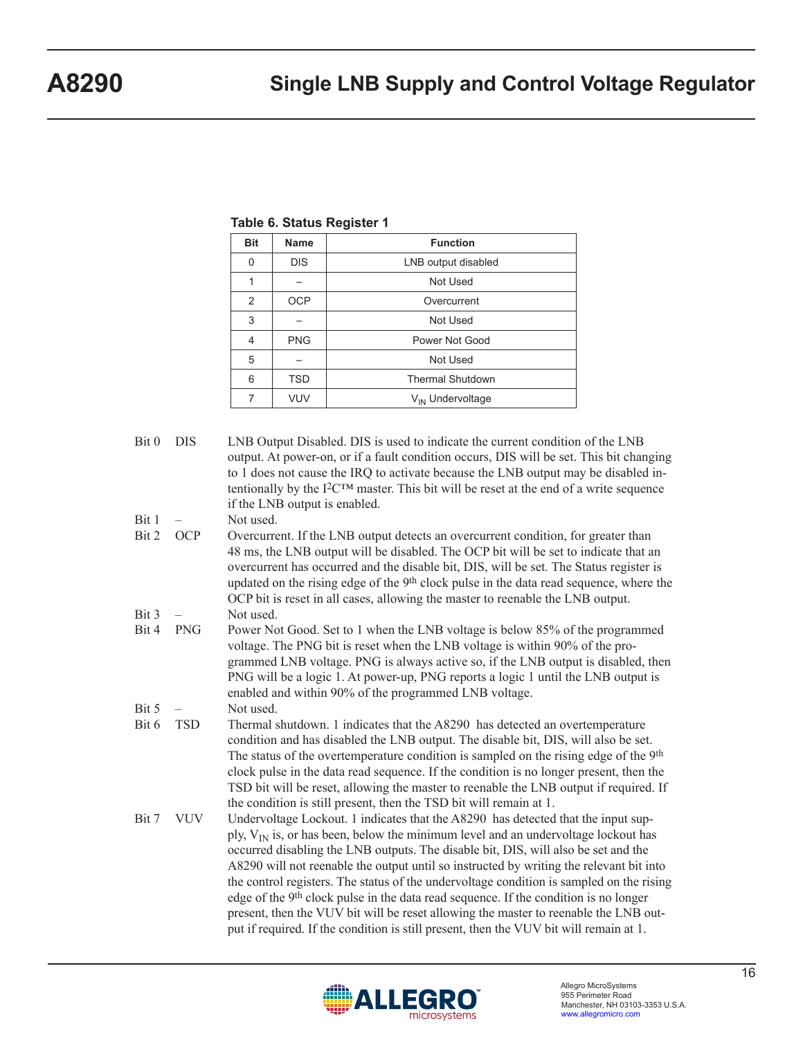**Table 6. Status Register 1**

| Bit | Name | Function |
|---|---|---|
| 0 | DIS | LNB output disabled |
| 1 | – | Not Used |
| 2 | OCP | Overcurrent |
| 3 | – | Not Used |
| 4 | PNG | Power Not Good |
| 5 | – | Not Used |
| 6 | TSD | Thermal Shutdown |
| 7 | VUV | $V_{IN}$ Undervoltage |

Bit 0 DIS — LNB Output Disabled. DIS is used to indicate the current condition of the LNB output. At power-on, or if a fault condition occurs, DIS will be set. This bit changing to 1 does not cause the IRQ to activate because the LNB output may be disabled intentionally by the I²C™ master. This bit will be reset at the end of a write sequence if the LNB output is enabled.

Bit 1 – Not used.

Bit 2 OCP — Overcurrent. If the LNB output detects an overcurrent condition, for greater than 48 ms, the LNB output will be disabled. The OCP bit will be set to indicate that an overcurrent has occurred and the disable bit, DIS, will be set. The Status register is updated on the rising edge of the 9th clock pulse in the data read sequence, where the OCP bit is reset in all cases, allowing the master to reenable the LNB output.

Bit 3 – Not used.

Bit 4 PNG — Power Not Good. Set to 1 when the LNB voltage is below 85% of the programmed voltage. The PNG bit is reset when the LNB voltage is within 90% of the programmed LNB voltage. PNG is always active so, if the LNB output is disabled, then PNG will be a logic 1. At power-up, PNG reports a logic 1 until the LNB output is enabled and within 90% of the programmed LNB voltage.

Bit 5 – Not used.

Bit 6 TSD — Thermal shutdown. 1 indicates that the A8290 has detected an overtemperature condition and has disabled the LNB output. The disable bit, DIS, will also be set. The status of the overtemperature condition is sampled on the rising edge of the 9th clock pulse in the data read sequence. If the condition is no longer present, then the TSD bit will be reset, allowing the master to reenable the LNB output if required. If the condition is still present, then the TSD bit will remain at 1.

Bit 7 VUV — Undervoltage Lockout. 1 indicates that the A8290 has detected that the input supply, $V_{IN}$ is, or has been, below the minimum level and an undervoltage lockout has occurred disabling the LNB outputs. The disable bit, DIS, will also be set and the A8290 will not reenable the output until so instructed by writing the relevant bit into the control registers. The status of the undervoltage condition is sampled on the rising edge of the 9th clock pulse in the data read sequence. If the condition is no longer present, then the VUV bit will be reset allowing the master to reenable the LNB output if required. If the condition is still present, then the VUV bit will remain at 1.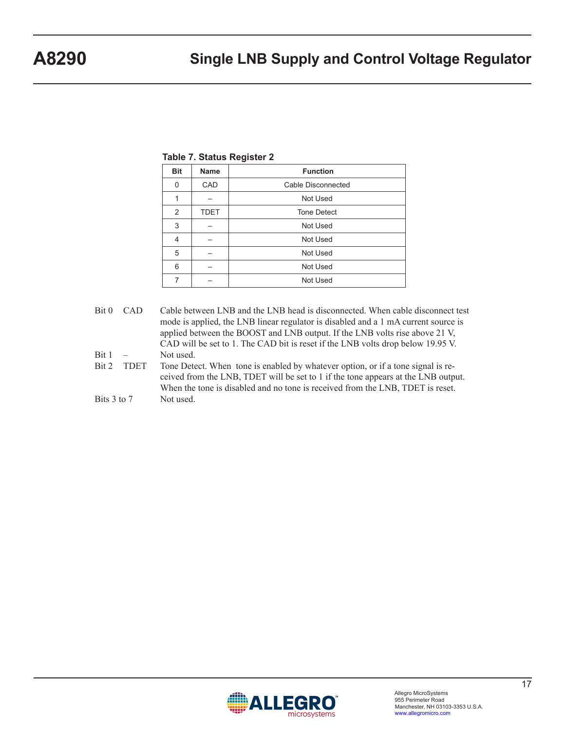**Table 7. Status Register 2**

| Bit | Name | Function |
|---|---|---|
| 0 | CAD | Cable Disconnected |
| 1 | – | Not Used |
| 2 | TDET | Tone Detect |
| 3 | – | Not Used |
| 4 | – | Not Used |
| 5 | – | Not Used |
| 6 | – | Not Used |
| 7 | – | Not Used |

Bit 0 CAD — Cable between LNB and the LNB head is disconnected. When cable disconnect test mode is applied, the LNB linear regulator is disabled and a 1 mA current source is applied between the BOOST and LNB output. If the LNB volts rise above 21 V, CAD will be set to 1. The CAD bit is reset if the LNB volts drop below 19.95 V.

Bit 1 – — Not used.

Bit 2 TDET — Tone Detect. When tone is enabled by whatever option, or if a tone signal is received from the LNB, TDET will be set to 1 if the tone appears at the LNB output. When the tone is disabled and no tone is received from the LNB, TDET is reset.

Bits 3 to 7 — Not used.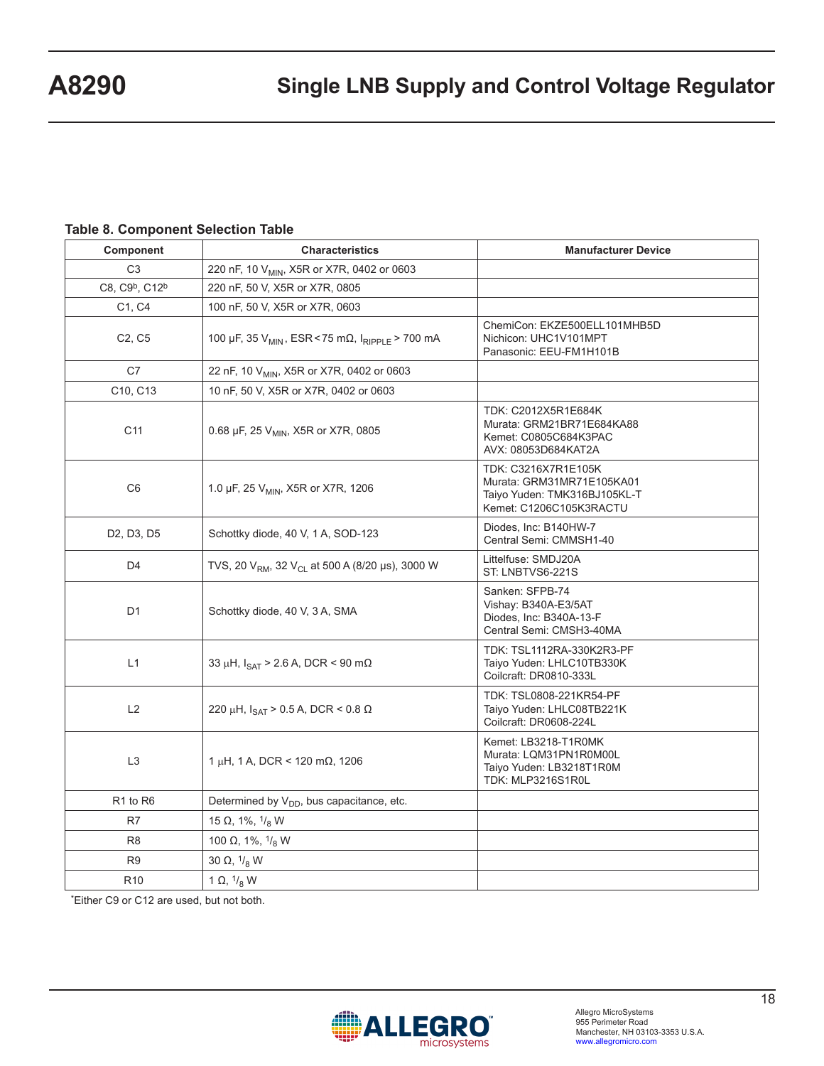**Table 8. Component Selection Table**

| Component | Characteristics | Manufacturer Device |
|---|---|---|
| C3 | 220 nF, 10 $V_{MIN}$, X5R or X7R, 0402 or 0603 | |
| C8, C9[b], C12[b] | 220 nF, 50 V, X5R or X7R, 0805 | |
| C1, C4 | 100 nF, 50 V, X5R or X7R, 0603 | |
| C2, C5 | 100 µF, 35 $V_{MIN}$, ESR < 75 mΩ, $I_{RIPPLE}$ > 700 mA | ChemiCon: EKZE500ELL101MHB5D<br>Nichicon: UHC1V101MPT<br>Panasonic: EEU-FM1H101B |
| C7 | 22 nF, 10 $V_{MIN}$, X5R or X7R, 0402 or 0603 | |
| C10, C13 | 10 nF, 50 V, X5R or X7R, 0402 or 0603 | |
| C11 | 0.68 µF, 25 $V_{MIN}$, X5R or X7R, 0805 | TDK: C2012X5R1E684K<br>Murata: GRM21BR71E684KA88<br>Kemet: C0805C684K3PAC<br>AVX: 08053D684KAT2A |
| C6 | 1.0 µF, 25 $V_{MIN}$, X5R or X7R, 1206 | TDK: C3216X7R1E105K<br>Murata: GRM31MR71E105KA01<br>Taiyo Yuden: TMK316BJ105KL-T<br>Kemet: C1206C105K3RACTU |
| D2, D3, D5 | Schottky diode, 40 V, 1 A, SOD-123 | Diodes, Inc: B140HW-7<br>Central Semi: CMMSH1-40 |
| D4 | TVS, 20 $V_{RM}$, 32 $V_{CL}$ at 500 A (8/20 µs), 3000 W | Littelfuse: SMDJ20A<br>ST: LNBTVS6-221S |
| D1 | Schottky diode, 40 V, 3 A, SMA | Sanken: SFPB-74<br>Vishay: B340A-E3/5AT<br>Diodes, Inc: B340A-13-F<br>Central Semi: CMSH3-40MA |
| L1 | 33 µH, $I_{SAT}$ > 2.6 A, DCR < 90 mΩ | TDK: TSL1112RA-330K2R3-PF<br>Taiyo Yuden: LHLC10TB330K<br>Coilcraft: DR0810-333L |
| L2 | 220 µH, $I_{SAT}$ > 0.5 A, DCR < 0.8 Ω | TDK: TSL0808-221KR54-PF<br>Taiyo Yuden: LHLC08TB221K<br>Coilcraft: DR0608-224L |
| L3 | 1 µH, 1 A, DCR < 120 mΩ, 1206 | Kemet: LB3218-T1R0MK<br>Murata: LQM31PN1R0M00L<br>Taiyo Yuden: LB3218T1R0M<br>TDK: MLP3216S1R0L |
| R1 to R6 | Determined by $V_{DD}$, bus capacitance, etc. | |
| R7 | 15 Ω, 1%, 1/8 W | |
| R8 | 100 Ω, 1%, 1/8 W | |
| R9 | 30 Ω, 1/8 W | |
| R10 | 1 Ω, 1/8 W | |

*Either C9 or C12 are used, but not both.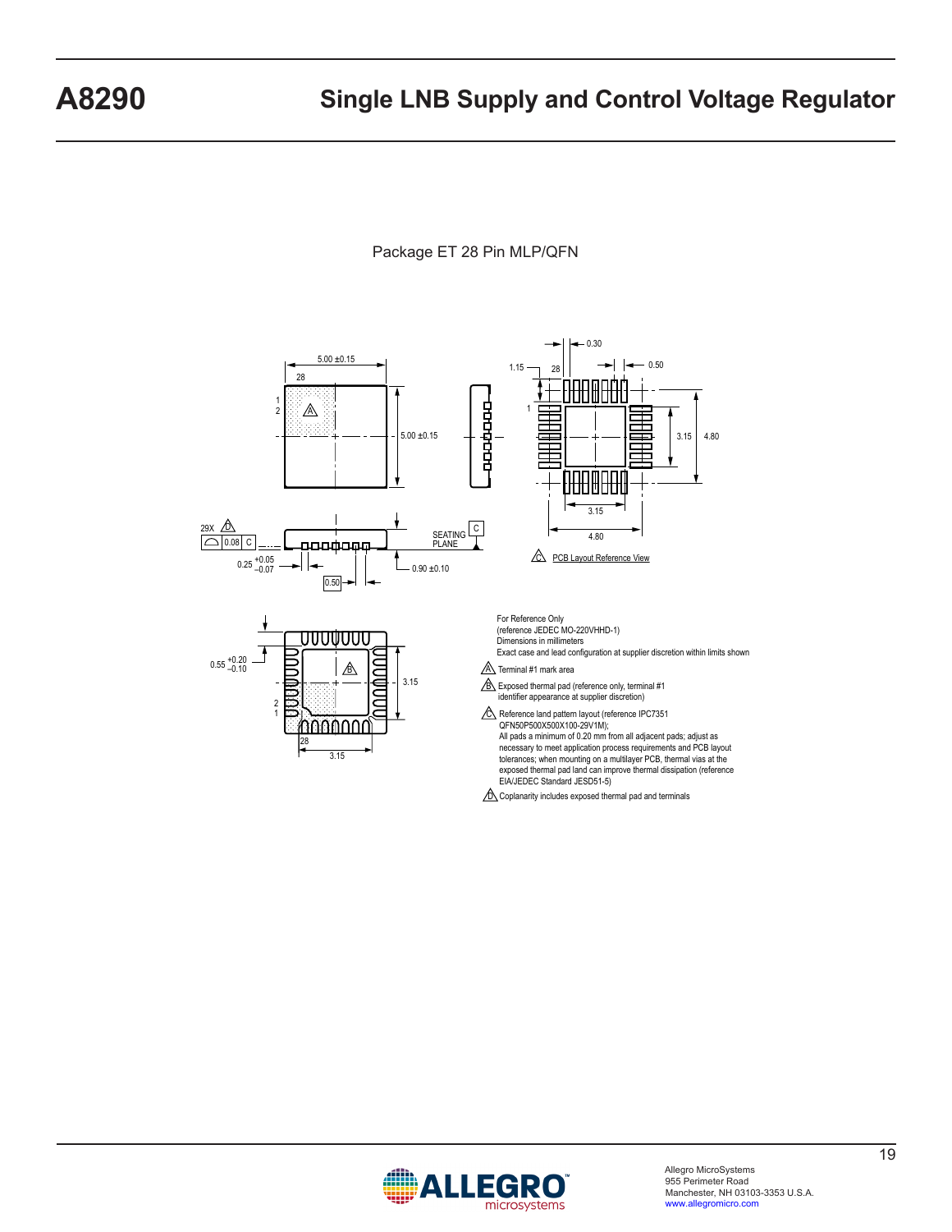Package ET 28 Pin MLP/QFN

For Reference Only
(reference JEDEC MO-220VHHD-1)
Dimensions in millimeters
Exact case and lead configuration at supplier discretion within limits shown

A Terminal #1 mark area

B Exposed thermal pad (reference only, terminal #1 identifier appearance at supplier discretion)

C Reference land pattern layout (reference IPC7351 QFN50P500X500X100-29V1M);
All pads a minimum of 0.20 mm from all adjacent pads; adjust as necessary to meet application process requirements and PCB layout tolerances; when mounting on a multilayer PCB, thermal vias at the exposed thermal pad land can improve thermal dissipation (reference EIA/JEDEC Standard JESD51-5)

D Coplanarity includes exposed thermal pad and terminals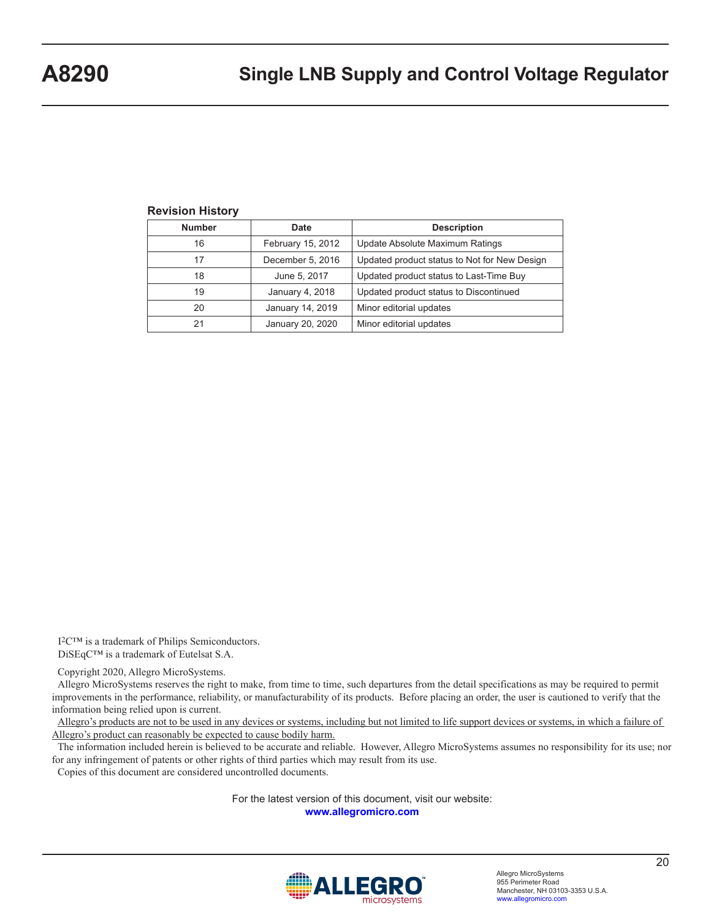### Revision History

| Number | Date | Description |
|---|---|---|
| 16 | February 15, 2012 | Update Absolute Maximum Ratings |
| 17 | December 5, 2016 | Updated product status to Not for New Design |
| 18 | June 5, 2017 | Updated product status to Last-Time Buy |
| 19 | January 4, 2018 | Updated product status to Discontinued |
| 20 | January 14, 2019 | Minor editorial updates |
| 21 | January 20, 2020 | Minor editorial updates |

I²C™ is a trademark of Philips Semiconductors.
DiSEqC™ is a trademark of Eutelsat S.A.

Copyright 2020, Allegro MicroSystems.

Allegro MicroSystems reserves the right to make, from time to time, such departures from the detail specifications as may be required to permit improvements in the performance, reliability, or manufacturability of its products. Before placing an order, the user is cautioned to verify that the information being relied upon is current.

Allegro's products are not to be used in any devices or systems, including but not limited to life support devices or systems, in which a failure of Allegro's product can reasonably be expected to cause bodily harm.

The information included herein is believed to be accurate and reliable. However, Allegro MicroSystems assumes no responsibility for its use; nor for any infringement of patents or other rights of third parties which may result from its use.

Copies of this document are considered uncontrolled documents.

For the latest version of this document, visit our website:
**www.allegromicro.com**

Allegro MicroSystems
955 Perimeter Road
Manchester, NH 03103-3353 U.S.A.
www.allegromicro.com